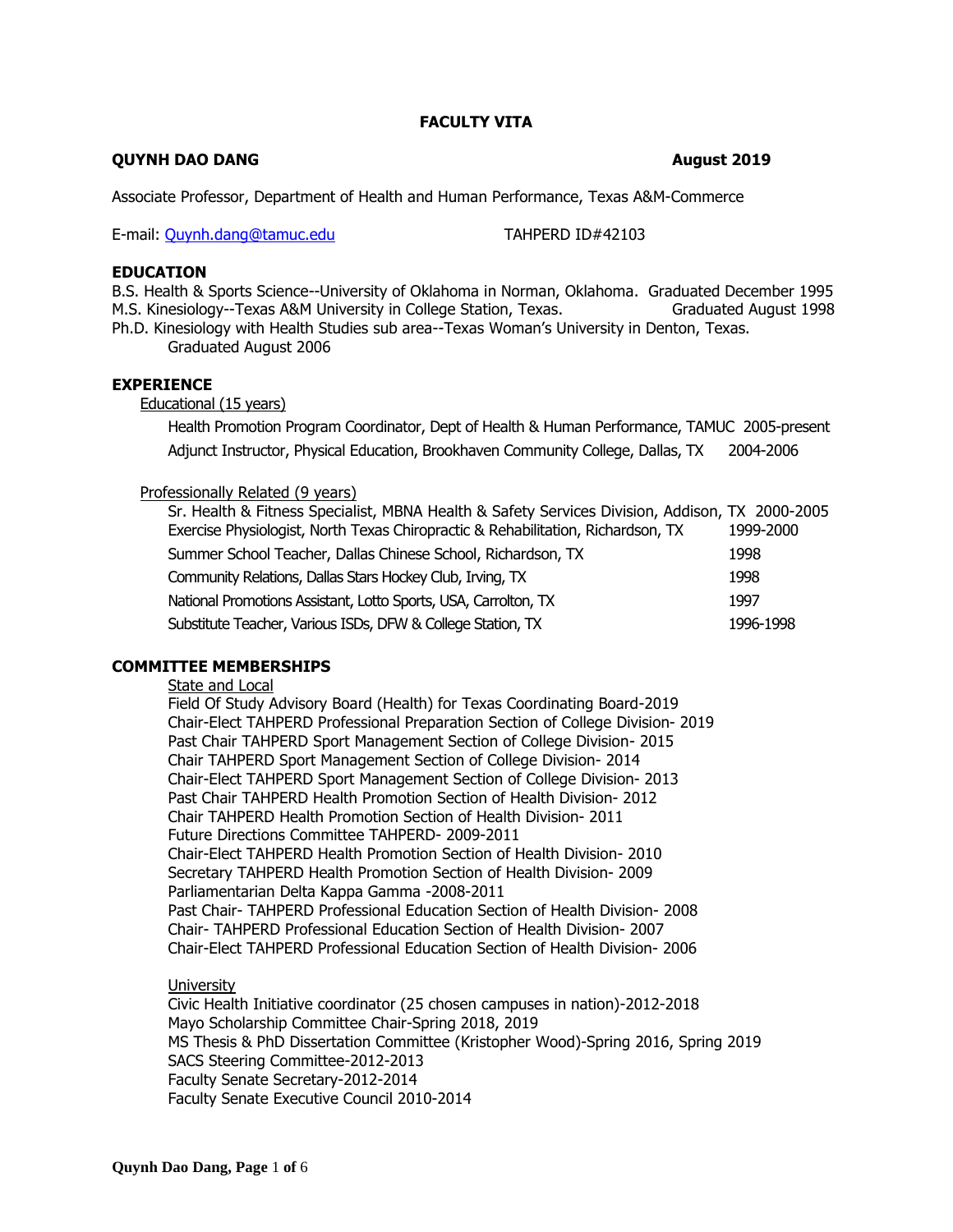# FACULTY VITA

**QUYNH DAO DANG** **August 2019**

Associate Professor, Department of Health and Human Performance, Texas A&M-Commerce

E-mail: [Quynh.dang@tamuc.edu](mailto:Quynh.dang@tamuc.edu) TAHPERD ID#42103

## EDUCATION

B.S. Health & Sports Science--University of Oklahoma in Norman, Oklahoma. Graduated December 1995
M.S. Kinesiology--Texas A&M University in College Station, Texas. Graduated August 1998
Ph.D. Kinesiology with Health Studies sub area--Texas Woman's University in Denton, Texas. Graduated August 2006

## EXPERIENCE

Educational (15 years)

- Health Promotion Program Coordinator, Dept of Health & Human Performance, TAMUC 2005-present
- Adjunct Instructor, Physical Education, Brookhaven Community College, Dallas, TX 2004-2006

Professionally Related (9 years)

- Sr. Health & Fitness Specialist, MBNA Health & Safety Services Division, Addison, TX 2000-2005
- Exercise Physiologist, North Texas Chiropractic & Rehabilitation, Richardson, TX 1999-2000
- Summer School Teacher, Dallas Chinese School, Richardson, TX 1998
- Community Relations, Dallas Stars Hockey Club, Irving, TX 1998
- National Promotions Assistant, Lotto Sports, USA, Carrolton, TX 1997
- Substitute Teacher, Various ISDs, DFW & College Station, TX 1996-1998

## COMMITTEE MEMBERSHIPS

State and Local

- Field Of Study Advisory Board (Health) for Texas Coordinating Board-2019
- Chair-Elect TAHPERD Professional Preparation Section of College Division- 2019
- Past Chair TAHPERD Sport Management Section of College Division- 2015
- Chair TAHPERD Sport Management Section of College Division- 2014
- Chair-Elect TAHPERD Sport Management Section of College Division- 2013
- Past Chair TAHPERD Health Promotion Section of Health Division- 2012
- Chair TAHPERD Health Promotion Section of Health Division- 2011
- Future Directions Committee TAHPERD- 2009-2011
- Chair-Elect TAHPERD Health Promotion Section of Health Division- 2010
- Secretary TAHPERD Health Promotion Section of Health Division- 2009
- Parliamentarian Delta Kappa Gamma -2008-2011
- Past Chair- TAHPERD Professional Education Section of Health Division- 2008
- Chair- TAHPERD Professional Education Section of Health Division- 2007
- Chair-Elect TAHPERD Professional Education Section of Health Division- 2006

University

- Civic Health Initiative coordinator (25 chosen campuses in nation)-2012-2018
- Mayo Scholarship Committee Chair-Spring 2018, 2019
- MS Thesis & PhD Dissertation Committee (Kristopher Wood)-Spring 2016, Spring 2019
- SACS Steering Committee-2012-2013
- Faculty Senate Secretary-2012-2014
- Faculty Senate Executive Council 2010-2014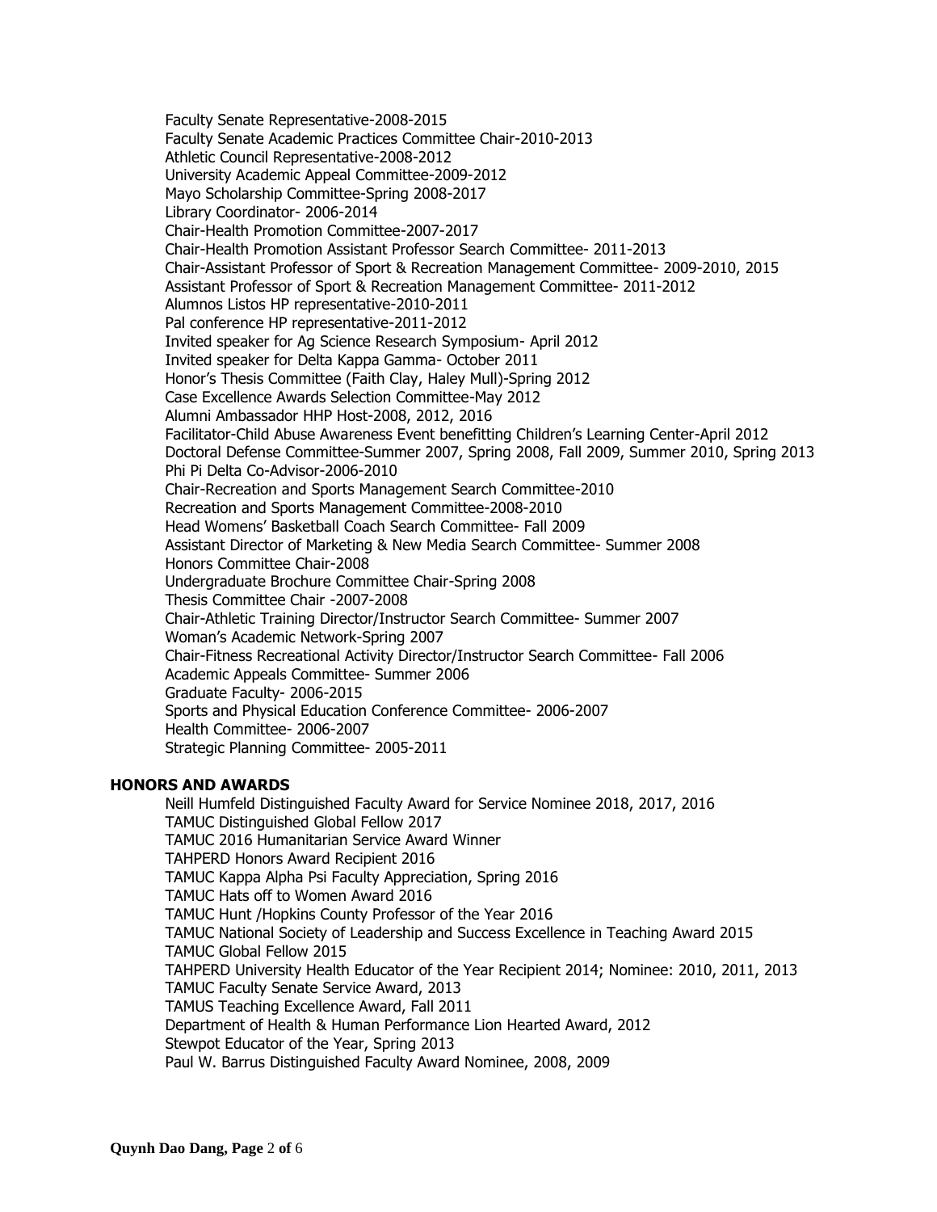Faculty Senate Representative-2008-2015
Faculty Senate Academic Practices Committee Chair-2010-2013
Athletic Council Representative-2008-2012
University Academic Appeal Committee-2009-2012
Mayo Scholarship Committee-Spring 2008-2017
Library Coordinator- 2006-2014
Chair-Health Promotion Committee-2007-2017
Chair-Health Promotion Assistant Professor Search Committee- 2011-2013
Chair-Assistant Professor of Sport & Recreation Management Committee- 2009-2010, 2015
Assistant Professor of Sport & Recreation Management Committee- 2011-2012
Alumnos Listos HP representative-2010-2011
Pal conference HP representative-2011-2012
Invited speaker for Ag Science Research Symposium- April 2012
Invited speaker for Delta Kappa Gamma- October 2011
Honor's Thesis Committee (Faith Clay, Haley Mull)-Spring 2012
Case Excellence Awards Selection Committee-May 2012
Alumni Ambassador HHP Host-2008, 2012, 2016
Facilitator-Child Abuse Awareness Event benefitting Children's Learning Center-April 2012
Doctoral Defense Committee-Summer 2007, Spring 2008, Fall 2009, Summer 2010, Spring 2013
Phi Pi Delta Co-Advisor-2006-2010
Chair-Recreation and Sports Management Search Committee-2010
Recreation and Sports Management Committee-2008-2010
Head Womens' Basketball Coach Search Committee- Fall 2009
Assistant Director of Marketing & New Media Search Committee- Summer 2008
Honors Committee Chair-2008
Undergraduate Brochure Committee Chair-Spring 2008
Thesis Committee Chair -2007-2008
Chair-Athletic Training Director/Instructor Search Committee- Summer 2007
Woman's Academic Network-Spring 2007
Chair-Fitness Recreational Activity Director/Instructor Search Committee- Fall 2006
Academic Appeals Committee- Summer 2006
Graduate Faculty- 2006-2015
Sports and Physical Education Conference Committee- 2006-2007
Health Committee- 2006-2007
Strategic Planning Committee- 2005-2011

## HONORS AND AWARDS

Neill Humfeld Distinguished Faculty Award for Service Nominee 2018, 2017, 2016
TAMUC Distinguished Global Fellow 2017
TAMUC 2016 Humanitarian Service Award Winner
TAHPERD Honors Award Recipient 2016
TAMUC Kappa Alpha Psi Faculty Appreciation, Spring 2016
TAMUC Hats off to Women Award 2016
TAMUC Hunt /Hopkins County Professor of the Year 2016
TAMUC National Society of Leadership and Success Excellence in Teaching Award 2015
TAMUC Global Fellow 2015
TAHPERD University Health Educator of the Year Recipient 2014; Nominee: 2010, 2011, 2013
TAMUC Faculty Senate Service Award, 2013
TAMUS Teaching Excellence Award, Fall 2011
Department of Health & Human Performance Lion Hearted Award, 2012
Stewpot Educator of the Year, Spring 2013
Paul W. Barrus Distinguished Faculty Award Nominee, 2008, 2009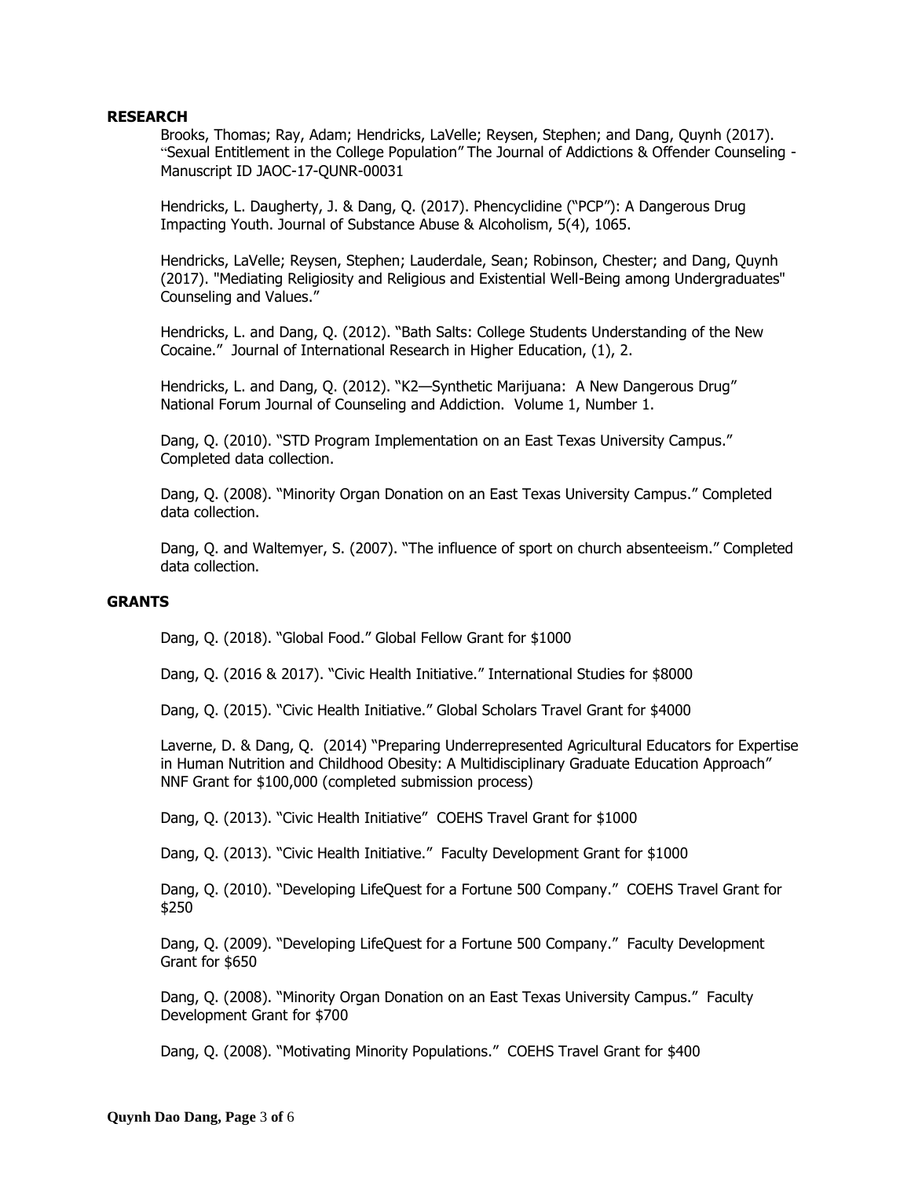## RESEARCH

Brooks, Thomas; Ray, Adam; Hendricks, LaVelle; Reysen, Stephen; and Dang, Quynh (2017). "Sexual Entitlement in the College Population" The Journal of Addictions & Offender Counseling - Manuscript ID JAOC-17-QUNR-00031

Hendricks, L. Daugherty, J. & Dang, Q. (2017). Phencyclidine ("PCP"): A Dangerous Drug Impacting Youth. Journal of Substance Abuse & Alcoholism, 5(4), 1065.

Hendricks, LaVelle; Reysen, Stephen; Lauderdale, Sean; Robinson, Chester; and Dang, Quynh (2017). "Mediating Religiosity and Religious and Existential Well-Being among Undergraduates" Counseling and Values."

Hendricks, L. and Dang, Q. (2012). "Bath Salts: College Students Understanding of the New Cocaine." Journal of International Research in Higher Education, (1), 2.

Hendricks, L. and Dang, Q. (2012). "K2—Synthetic Marijuana: A New Dangerous Drug" National Forum Journal of Counseling and Addiction. Volume 1, Number 1.

Dang, Q. (2010). "STD Program Implementation on an East Texas University Campus." Completed data collection.

Dang, Q. (2008). "Minority Organ Donation on an East Texas University Campus." Completed data collection.

Dang, Q. and Waltemyer, S. (2007). "The influence of sport on church absenteeism." Completed data collection.

## GRANTS

Dang, Q. (2018). "Global Food." Global Fellow Grant for $1000

Dang, Q. (2016 & 2017). "Civic Health Initiative." International Studies for $8000

Dang, Q. (2015). "Civic Health Initiative." Global Scholars Travel Grant for $4000

Laverne, D. & Dang, Q. (2014) "Preparing Underrepresented Agricultural Educators for Expertise in Human Nutrition and Childhood Obesity: A Multidisciplinary Graduate Education Approach" NNF Grant for $100,000 (completed submission process)

Dang, Q. (2013). "Civic Health Initiative" COEHS Travel Grant for $1000

Dang, Q. (2013). "Civic Health Initiative." Faculty Development Grant for $1000

Dang, Q. (2010). "Developing LifeQuest for a Fortune 500 Company." COEHS Travel Grant for $250

Dang, Q. (2009). "Developing LifeQuest for a Fortune 500 Company." Faculty Development Grant for $650

Dang, Q. (2008). "Minority Organ Donation on an East Texas University Campus." Faculty Development Grant for $700

Dang, Q. (2008). "Motivating Minority Populations." COEHS Travel Grant for $400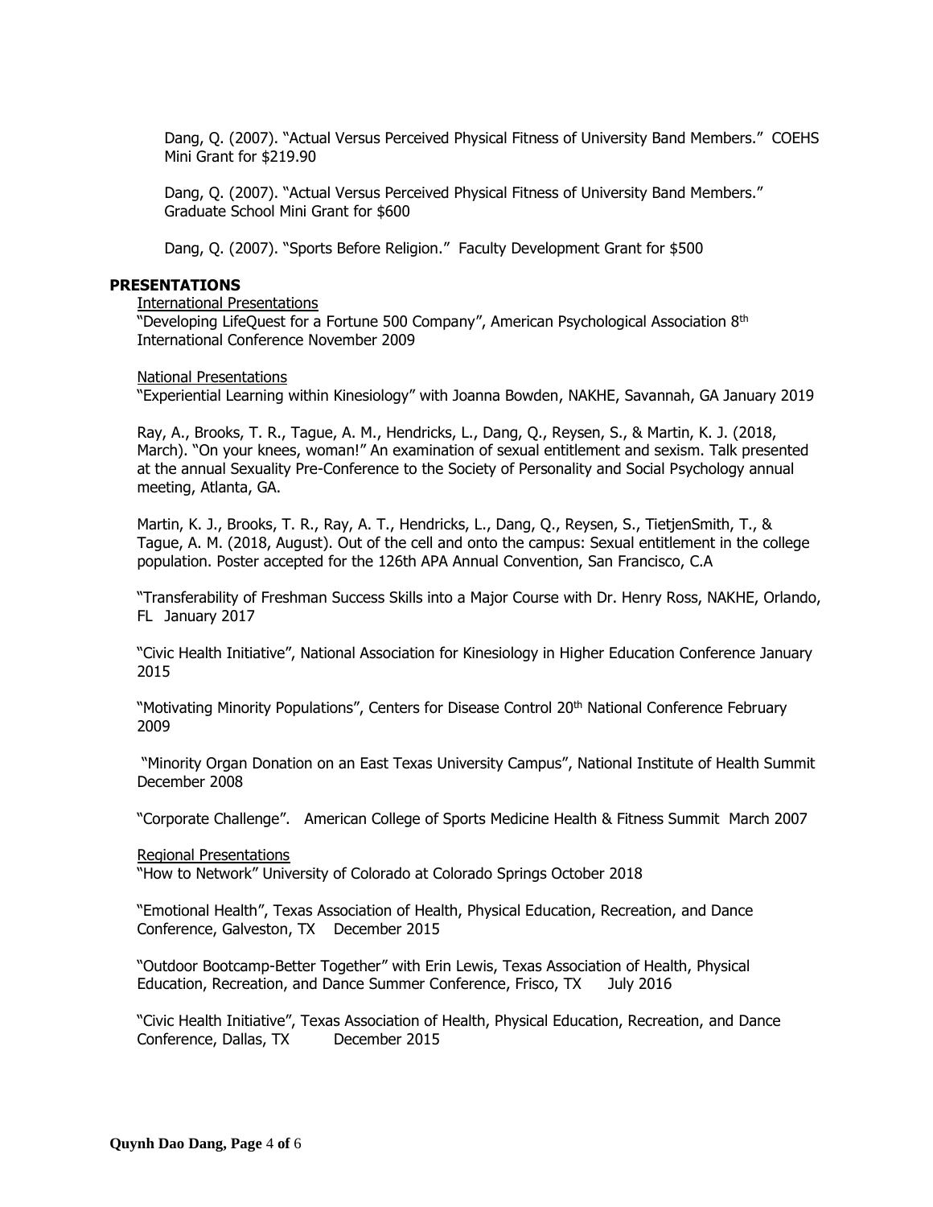Dang, Q. (2007). "Actual Versus Perceived Physical Fitness of University Band Members." COEHS Mini Grant for $219.90

Dang, Q. (2007). "Actual Versus Perceived Physical Fitness of University Band Members." Graduate School Mini Grant for $600

Dang, Q. (2007). "Sports Before Religion." Faculty Development Grant for $500

## PRESENTATIONS

International Presentations

"Developing LifeQuest for a Fortune 500 Company", American Psychological Association 8th International Conference November 2009

National Presentations

"Experiential Learning within Kinesiology" with Joanna Bowden, NAKHE, Savannah, GA January 2019

Ray, A., Brooks, T. R., Tague, A. M., Hendricks, L., Dang, Q., Reysen, S., & Martin, K. J. (2018, March). "On your knees, woman!" An examination of sexual entitlement and sexism. Talk presented at the annual Sexuality Pre-Conference to the Society of Personality and Social Psychology annual meeting, Atlanta, GA.

Martin, K. J., Brooks, T. R., Ray, A. T., Hendricks, L., Dang, Q., Reysen, S., TietjenSmith, T., & Tague, A. M. (2018, August). Out of the cell and onto the campus: Sexual entitlement in the college population. Poster accepted for the 126th APA Annual Convention, San Francisco, C.A

"Transferability of Freshman Success Skills into a Major Course with Dr. Henry Ross, NAKHE, Orlando, FL January 2017

"Civic Health Initiative", National Association for Kinesiology in Higher Education Conference January 2015

"Motivating Minority Populations", Centers for Disease Control 20th National Conference February 2009

"Minority Organ Donation on an East Texas University Campus", National Institute of Health Summit December 2008

"Corporate Challenge". American College of Sports Medicine Health & Fitness Summit March 2007

Regional Presentations

"How to Network" University of Colorado at Colorado Springs October 2018

"Emotional Health", Texas Association of Health, Physical Education, Recreation, and Dance Conference, Galveston, TX December 2015

"Outdoor Bootcamp-Better Together" with Erin Lewis, Texas Association of Health, Physical Education, Recreation, and Dance Summer Conference, Frisco, TX July 2016

"Civic Health Initiative", Texas Association of Health, Physical Education, Recreation, and Dance Conference, Dallas, TX December 2015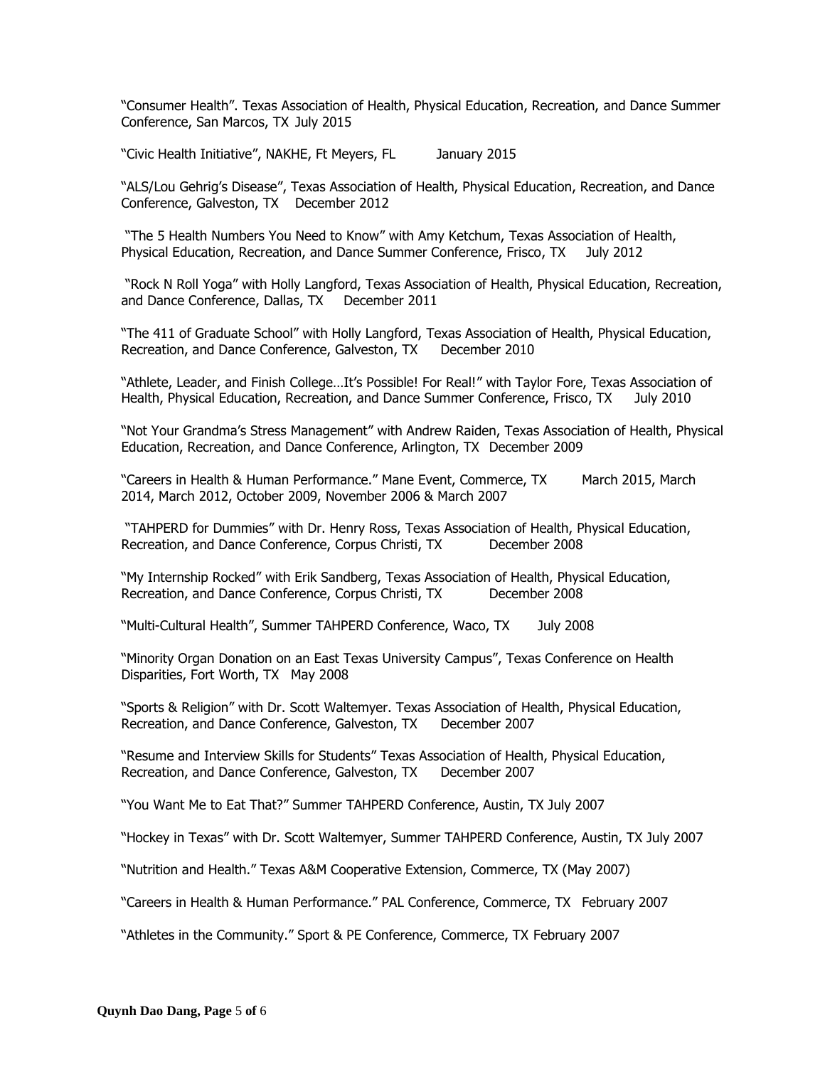"Consumer Health". Texas Association of Health, Physical Education, Recreation, and Dance Summer Conference, San Marcos, TX July 2015

"Civic Health Initiative", NAKHE, Ft Meyers, FL January 2015

"ALS/Lou Gehrig's Disease", Texas Association of Health, Physical Education, Recreation, and Dance Conference, Galveston, TX December 2012

"The 5 Health Numbers You Need to Know" with Amy Ketchum, Texas Association of Health, Physical Education, Recreation, and Dance Summer Conference, Frisco, TX July 2012

"Rock N Roll Yoga" with Holly Langford, Texas Association of Health, Physical Education, Recreation, and Dance Conference, Dallas, TX December 2011

"The 411 of Graduate School" with Holly Langford, Texas Association of Health, Physical Education, Recreation, and Dance Conference, Galveston, TX December 2010

"Athlete, Leader, and Finish College…It's Possible! For Real!" with Taylor Fore, Texas Association of Health, Physical Education, Recreation, and Dance Summer Conference, Frisco, TX July 2010

"Not Your Grandma's Stress Management" with Andrew Raiden, Texas Association of Health, Physical Education, Recreation, and Dance Conference, Arlington, TX December 2009

"Careers in Health & Human Performance." Mane Event, Commerce, TX March 2015, March 2014, March 2012, October 2009, November 2006 & March 2007

"TAHPERD for Dummies" with Dr. Henry Ross, Texas Association of Health, Physical Education, Recreation, and Dance Conference, Corpus Christi, TX December 2008

"My Internship Rocked" with Erik Sandberg, Texas Association of Health, Physical Education, Recreation, and Dance Conference, Corpus Christi, TX December 2008

"Multi-Cultural Health", Summer TAHPERD Conference, Waco, TX July 2008

"Minority Organ Donation on an East Texas University Campus", Texas Conference on Health Disparities, Fort Worth, TX May 2008

"Sports & Religion" with Dr. Scott Waltemyer. Texas Association of Health, Physical Education, Recreation, and Dance Conference, Galveston, TX December 2007

"Resume and Interview Skills for Students" Texas Association of Health, Physical Education, Recreation, and Dance Conference, Galveston, TX December 2007

"You Want Me to Eat That?" Summer TAHPERD Conference, Austin, TX July 2007

"Hockey in Texas" with Dr. Scott Waltemyer, Summer TAHPERD Conference, Austin, TX July 2007

"Nutrition and Health." Texas A&M Cooperative Extension, Commerce, TX (May 2007)

"Careers in Health & Human Performance." PAL Conference, Commerce, TX February 2007

"Athletes in the Community." Sport & PE Conference, Commerce, TX February 2007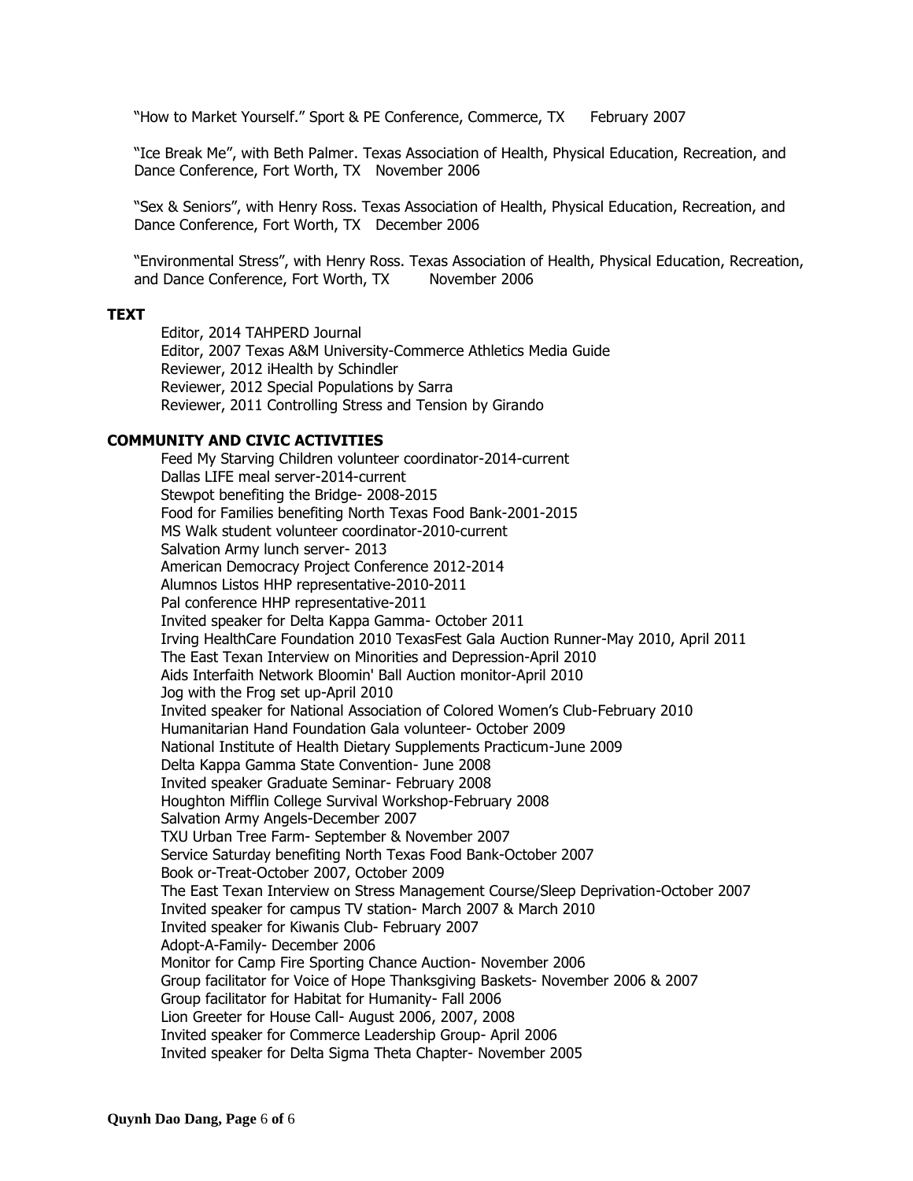"How to Market Yourself." Sport & PE Conference, Commerce, TX February 2007

"Ice Break Me", with Beth Palmer. Texas Association of Health, Physical Education, Recreation, and Dance Conference, Fort Worth, TX November 2006

"Sex & Seniors", with Henry Ross. Texas Association of Health, Physical Education, Recreation, and Dance Conference, Fort Worth, TX December 2006

"Environmental Stress", with Henry Ross. Texas Association of Health, Physical Education, Recreation, and Dance Conference, Fort Worth, TX November 2006

**TEXT**

Editor, 2014 TAHPERD Journal
Editor, 2007 Texas A&M University-Commerce Athletics Media Guide
Reviewer, 2012 iHealth by Schindler
Reviewer, 2012 Special Populations by Sarra
Reviewer, 2011 Controlling Stress and Tension by Girando

**COMMUNITY AND CIVIC ACTIVITIES**

Feed My Starving Children volunteer coordinator-2014-current
Dallas LIFE meal server-2014-current
Stewpot benefiting the Bridge- 2008-2015
Food for Families benefiting North Texas Food Bank-2001-2015
MS Walk student volunteer coordinator-2010-current
Salvation Army lunch server- 2013
American Democracy Project Conference 2012-2014
Alumnos Listos HHP representative-2010-2011
Pal conference HHP representative-2011
Invited speaker for Delta Kappa Gamma- October 2011
Irving HealthCare Foundation 2010 TexasFest Gala Auction Runner-May 2010, April 2011
The East Texan Interview on Minorities and Depression-April 2010
Aids Interfaith Network Bloomin' Ball Auction monitor-April 2010
Jog with the Frog set up-April 2010
Invited speaker for National Association of Colored Women's Club-February 2010
Humanitarian Hand Foundation Gala volunteer- October 2009
National Institute of Health Dietary Supplements Practicum-June 2009
Delta Kappa Gamma State Convention- June 2008
Invited speaker Graduate Seminar- February 2008
Houghton Mifflin College Survival Workshop-February 2008
Salvation Army Angels-December 2007
TXU Urban Tree Farm- September & November 2007
Service Saturday benefiting North Texas Food Bank-October 2007
Book or-Treat-October 2007, October 2009
The East Texan Interview on Stress Management Course/Sleep Deprivation-October 2007
Invited speaker for campus TV station- March 2007 & March 2010
Invited speaker for Kiwanis Club- February 2007
Adopt-A-Family- December 2006
Monitor for Camp Fire Sporting Chance Auction- November 2006
Group facilitator for Voice of Hope Thanksgiving Baskets- November 2006 & 2007
Group facilitator for Habitat for Humanity- Fall 2006
Lion Greeter for House Call- August 2006, 2007, 2008
Invited speaker for Commerce Leadership Group- April 2006
Invited speaker for Delta Sigma Theta Chapter- November 2005